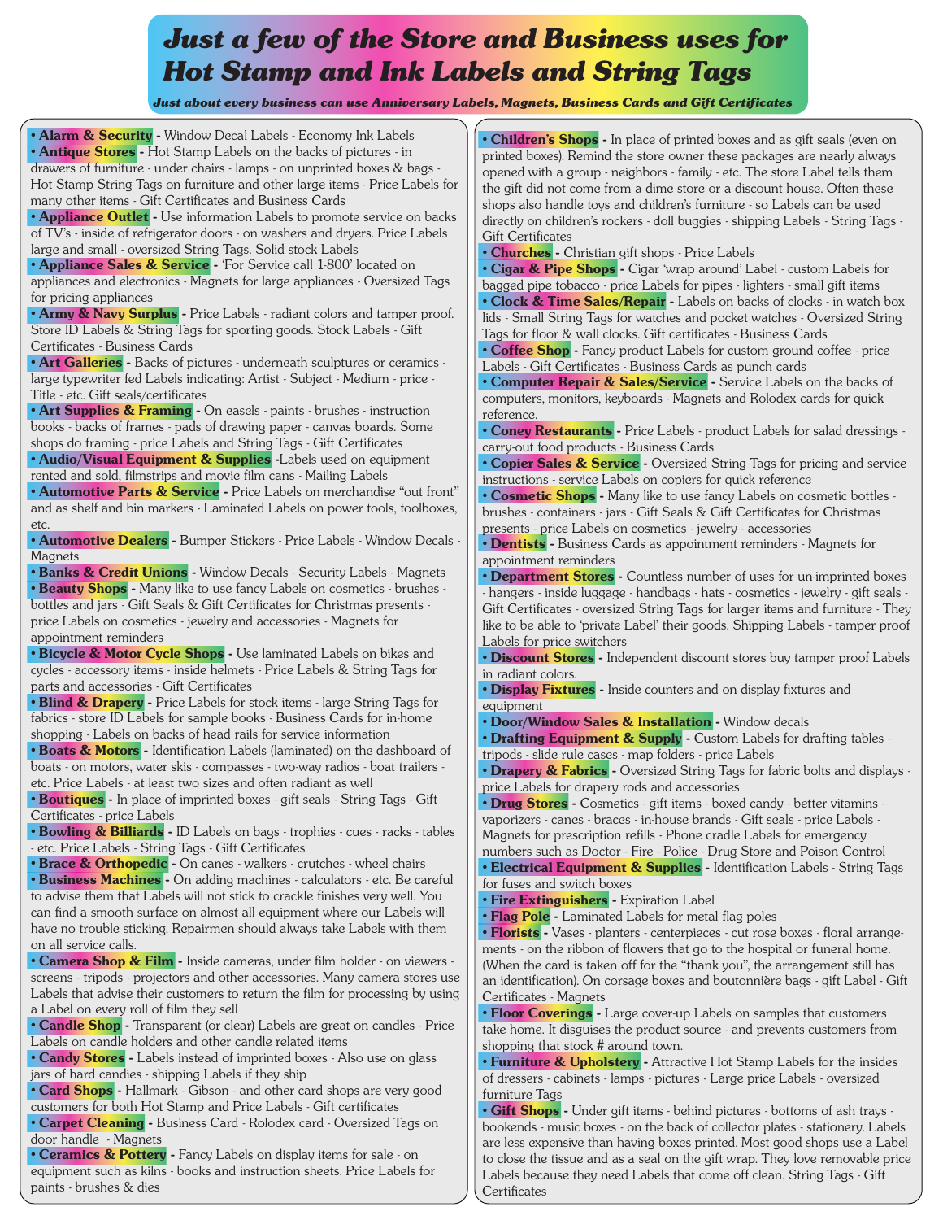# Just a few of the Store and Business uses for Hot Stamp and Ink Labels and String Tags

***Just about every business can use Anniversary Labels, Magnets, Business Cards and Gift Certificates***

- **Alarm & Security** - Window Decal Labels - Economy Ink Labels
- **Antique Stores** - Hot Stamp Labels on the backs of pictures - in drawers of furniture - under chairs - lamps - on unprinted boxes & bags - Hot Stamp String Tags on furniture and other large items - Price Labels for many other items - Gift Certificates and Business Cards
- **Appliance Outlet** - Use information Labels to promote service on backs of TV's - inside of refrigerator doors - on washers and dryers. Price Labels large and small - oversized String Tags. Solid stock Labels
- **Appliance Sales & Service** - 'For Service call 1-800' located on appliances and electronics - Magnets for large appliances - Oversized Tags for pricing appliances
- **Army & Navy Surplus** - Price Labels - radiant colors and tamper proof. Store ID Labels & String Tags for sporting goods. Stock Labels - Gift Certificates - Business Cards
- **Art Galleries** - Backs of pictures - underneath sculptures or ceramics - large typewriter fed Labels indicating: Artist - Subject - Medium - price - Title - etc. Gift seals/certificates
- **Art Supplies & Framing** - On easels - paints - brushes - instruction books - backs of frames - pads of drawing paper - canvas boards. Some shops do framing - price Labels and String Tags - Gift Certificates
- **Audio/Visual Equipment & Supplies** -Labels used on equipment rented and sold, filmstrips and movie film cans - Mailing Labels
- **Automotive Parts & Service** - Price Labels on merchandise "out front" and as shelf and bin markers - Laminated Labels on power tools, toolboxes, etc.
- **Automotive Dealers** - Bumper Stickers - Price Labels - Window Decals - Magnets
- **Banks & Credit Unions** - Window Decals - Security Labels - Magnets
- **Beauty Shops** - Many like to use fancy Labels on cosmetics - brushes - bottles and jars - Gift Seals & Gift Certificates for Christmas presents - price Labels on cosmetics - jewelry and accessories - Magnets for appointment reminders
- **Bicycle & Motor Cycle Shops** - Use laminated Labels on bikes and cycles - accessory items - inside helmets - Price Labels & String Tags for parts and accessories - Gift Certificates
- **Blind & Drapery** - Price Labels for stock items - large String Tags for fabrics - store ID Labels for sample books - Business Cards for in-home shopping - Labels on backs of head rails for service information
- **Boats & Motors** - Identification Labels (laminated) on the dashboard of boats - on motors, water skis - compasses - two-way radios - boat trailers - etc. Price Labels - at least two sizes and often radiant as well
- **Boutiques** - In place of imprinted boxes - gift seals - String Tags - Gift Certificates - price Labels
- **Bowling & Billiards** - ID Labels on bags - trophies - cues - racks - tables - etc. Price Labels - String Tags - Gift Certificates
- **Brace & Orthopedic** - On canes - walkers - crutches - wheel chairs
- **Business Machines** - On adding machines - calculators - etc. Be careful to advise them that Labels will not stick to crackle finishes very well. You can find a smooth surface on almost all equipment where our Labels will have no trouble sticking. Repairmen should always take Labels with them on all service calls.
- **Camera Shop & Film** - Inside cameras, under film holder - on viewers - screens - tripods - projectors and other accessories. Many camera stores use Labels that advise their customers to return the film for processing by using a Label on every roll of film they sell
- **Candle Shop** - Transparent (or clear) Labels are great on candles - Price Labels on candle holders and other candle related items
- **Candy Stores** - Labels instead of imprinted boxes - Also use on glass jars of hard candies - shipping Labels if they ship
- **Card Shops** - Hallmark - Gibson - and other card shops are very good customers for both Hot Stamp and Price Labels - Gift certificates
- **Carpet Cleaning** - Business Card - Rolodex card - Oversized Tags on door handle - Magnets
- **Ceramics & Pottery** - Fancy Labels on display items for sale - on equipment such as kilns - books and instruction sheets. Price Labels for paints - brushes & dies
- **Children's Shops** - In place of printed boxes and as gift seals (even on printed boxes). Remind the store owner these packages are nearly always opened with a group - neighbors - family - etc. The store Label tells them the gift did not come from a dime store or a discount house. Often these shops also handle toys and children's furniture - so Labels can be used directly on children's rockers - doll buggies - shipping Labels - String Tags - Gift Certificates
- **Churches** - Christian gift shops - Price Labels
- **Cigar & Pipe Shops** - Cigar 'wrap around' Label - custom Labels for bagged pipe tobacco - price Labels for pipes - lighters - small gift items
- **Clock & Time Sales/Repair** - Labels on backs of clocks - in watch box lids - Small String Tags for watches and pocket watches - Oversized String Tags for floor & wall clocks. Gift certificates - Business Cards
- **Coffee Shop** - Fancy product Labels for custom ground coffee - price Labels - Gift Certificates - Business Cards as punch cards
- **Computer Repair & Sales/Service** - Service Labels on the backs of computers, monitors, keyboards - Magnets and Rolodex cards for quick reference.
- **Coney Restaurants** - Price Labels - product Labels for salad dressings - carry-out food products - Business Cards
- **Copier Sales & Service** - Oversized String Tags for pricing and service instructions - service Labels on copiers for quick reference
- **Cosmetic Shops** - Many like to use fancy Labels on cosmetic bottles - brushes - containers - jars - Gift Seals & Gift Certificates for Christmas presents - price Labels on cosmetics - jewelry - accessories
- **Dentists** - Business Cards as appointment reminders - Magnets for appointment reminders
- **Department Stores** - Countless number of uses for un-imprinted boxes - hangers - inside luggage - handbags - hats - cosmetics - jewelry - gift seals - Gift Certificates - oversized String Tags for larger items and furniture - They like to be able to 'private Label' their goods. Shipping Labels - tamper proof Labels for price switchers
- **Discount Stores** - Independent discount stores buy tamper proof Labels in radiant colors.
- **Display Fixtures** - Inside counters and on display fixtures and equipment
- **Door/Window Sales & Installation** - Window decals
- **Drafting Equipment & Supply** - Custom Labels for drafting tables - tripods - slide rule cases - map folders - price Labels
- **Drapery & Fabrics** - Oversized String Tags for fabric bolts and displays - price Labels for drapery rods and accessories
- **Drug Stores** - Cosmetics - gift items - boxed candy - better vitamins - vaporizers - canes - braces - in-house brands - Gift seals - price Labels - Magnets for prescription refills - Phone cradle Labels for emergency numbers such as Doctor - Fire - Police - Drug Store and Poison Control
- **Electrical Equipment & Supplies** - Identification Labels - String Tags for fuses and switch boxes
- **Fire Extinguishers** - Expiration Label
- **Flag Pole** - Laminated Labels for metal flag poles
- **Florists** - Vases - planters - centerpieces - cut rose boxes - floral arrangements - on the ribbon of flowers that go to the hospital or funeral home. (When the card is taken off for the "thank you", the arrangement still has an identification). On corsage boxes and boutonnière bags - gift Label - Gift Certificates - Magnets
- **Floor Coverings** - Large cover-up Labels on samples that customers take home. It disguises the product source - and prevents customers from shopping that stock # around town.
- **Furniture & Upholstery** - Attractive Hot Stamp Labels for the insides of dressers - cabinets - lamps - pictures - Large price Labels - oversized furniture Tags
- **Gift Shops** - Under gift items - behind pictures - bottoms of ash trays - bookends - music boxes - on the back of collector plates - stationery. Labels are less expensive than having boxes printed. Most good shops use a Label to close the tissue and as a seal on the gift wrap. They love removable price Labels because they need Labels that come off clean. String Tags - Gift Certificates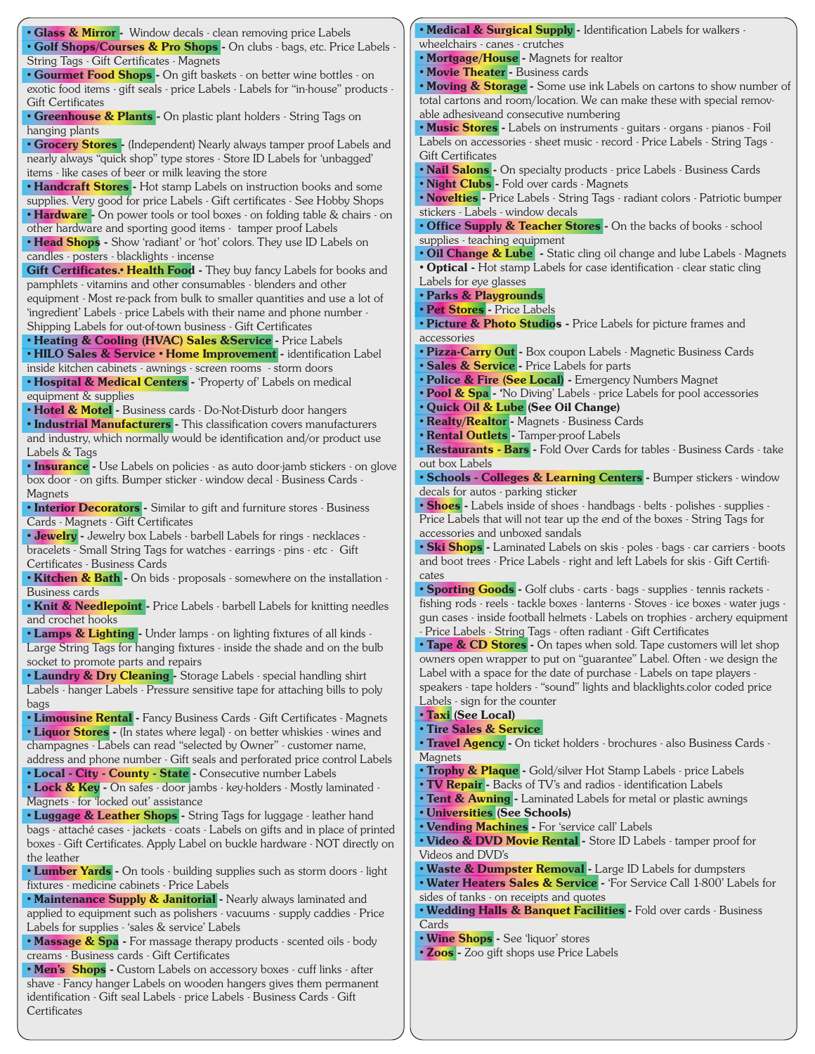- **Glass & Mirror** - Window decals - clean removing price Labels
- **Golf Shops/Courses & Pro Shops** - On clubs - bags, etc. Price Labels - String Tags - Gift Certificates - Magnets
- **Gourmet Food Shops** - On gift baskets - on better wine bottles - on exotic food items - gift seals - price Labels - Labels for "in-house" products - Gift Certificates
- **Greenhouse & Plants** - On plastic plant holders - String Tags on hanging plants
- **Grocery Stores** - (Independent) Nearly always tamper proof Labels and nearly always "quick shop" type stores - Store ID Labels for 'unbagged' items - like cases of beer or milk leaving the store
- **Handcraft Stores** - Hot stamp Labels on instruction books and some supplies. Very good for price Labels - Gift certificates - See Hobby Shops
- **Hardware** - On power tools or tool boxes - on folding table & chairs - on other hardware and sporting good items - tamper proof Labels
- **Head Shops** - Show 'radiant' or 'hot' colors. They use ID Labels on candles - posters - blacklights - incense

**Gift Certificates.** • **Health Food** - They buy fancy Labels for books and pamphlets - vitamins and other consumables - blenders and other equipment - Most re-pack from bulk to smaller quantities and use a lot of 'ingredient' Labels - price Labels with their name and phone number - Shipping Labels for out-of-town business - Gift Certificates

- **Heating & Cooling (HVAC) Sales &Service** - Price Labels
- **HILO Sales & Service** • **Home Improvement** - identification Label inside kitchen cabinets - awnings - screen rooms - storm doors
- **Hospital & Medical Centers** - 'Property of' Labels on medical equipment & supplies
- **Hotel & Motel** - Business cards - Do-Not-Disturb door hangers
- **Industrial Manufacturers** - This classification covers manufacturers and industry, which normally would be identification and/or product use Labels & Tags
- **Insurance** - Use Labels on policies - as auto door-jamb stickers - on glove box door - on gifts. Bumper sticker - window decal - Business Cards - Magnets
- **Interior Decorators** - Similar to gift and furniture stores - Business Cards - Magnets - Gift Certificates
- **Jewelry** - Jewelry box Labels - barbell Labels for rings - necklaces - bracelets - Small String Tags for watches - earrings - pins - etc - Gift Certificates - Business Cards
- **Kitchen & Bath** - On bids - proposals - somewhere on the installation - Business cards
- **Knit & Needlepoint** - Price Labels - barbell Labels for knitting needles and crochet hooks
- **Lamps & Lighting** - Under lamps - on lighting fixtures of all kinds - Large String Tags for hanging fixtures - inside the shade and on the bulb socket to promote parts and repairs
- **Laundry & Dry Cleaning** - Storage Labels - special handling shirt Labels - hanger Labels - Pressure sensitive tape for attaching bills to poly bags
- **Limousine Rental** - Fancy Business Cards - Gift Certificates - Magnets
- **Liquor Stores** - (In states where legal) - on better whiskies - wines and champagnes - Labels can read "selected by Owner" - customer name, address and phone number - Gift seals and perforated price control Labels
- **Local - City - County - State** - Consecutive number Labels
- **Lock & Key** - On safes - door jambs - key-holders - Mostly laminated - Magnets - for 'locked out' assistance
- **Luggage & Leather Shops** - String Tags for luggage - leather hand bags - attaché cases - jackets - coats - Labels on gifts and in place of printed boxes - Gift Certificates. Apply Label on buckle hardware - NOT directly on the leather
- **Lumber Yards** - On tools - building supplies such as storm doors - light fixtures - medicine cabinets - Price Labels
- **Maintenance Supply & Janitorial** - Nearly always laminated and applied to equipment such as polishers - vacuums - supply caddies - Price Labels for supplies - 'sales & service' Labels
- **Massage & Spa** - For massage therapy products - scented oils - body creams - Business cards - Gift Certificates
- **Men's Shops** - Custom Labels on accessory boxes - cuff links - after shave - Fancy hanger Labels on wooden hangers gives them permanent identification - Gift seal Labels - price Labels - Business Cards - Gift Certificates
- **Medical & Surgical Supply** - Identification Labels for walkers - wheelchairs - canes - crutches
- **Mortgage/House** - Magnets for realtor
- **Movie Theater** - Business cards
- **Moving & Storage** - Some use ink Labels on cartons to show number of total cartons and room/location. We can make these with special removable adhesiveand consecutive numbering
- **Music Stores** - Labels on instruments - guitars - organs - pianos - Foil Labels on accessories - sheet music - record - Price Labels - String Tags - Gift Certificates
- **Nail Salons** - On specialty products - price Labels - Business Cards
- **Night Clubs** - Fold over cards - Magnets
- **Novelties** - Price Labels - String Tags - radiant colors - Patriotic bumper stickers - Labels - window decals
- **Office Supply & Teacher Stores** - On the backs of books - school supplies - teaching equipment
- **Oil Change & Lube** - Static cling oil change and lube Labels - Magnets
- **Optical** - Hot stamp Labels for case identification - clear static cling Labels for eye glasses
- **Parks & Playgrounds**
- **Pet Stores** - Price Labels
- **Picture & Photo Studios** - Price Labels for picture frames and accessories
- **Pizza-Carry Out** - Box coupon Labels - Magnetic Business Cards
- **Sales & Service** - Price Labels for parts
- **Police & Fire (See Local)** - Emergency Numbers Magnet
- **Pool & Spa** - 'No Diving' Labels - price Labels for pool accessories
- **Quick Oil & Lube (See Oil Change)**
- **Realty/Realtor** - Magnets - Business Cards
- **Rental Outlets** - Tamper-proof Labels
- **Restaurants - Bars** - Fold Over Cards for tables - Business Cards - take out box Labels
- **Schools - Colleges & Learning Centers** - Bumper stickers - window decals for autos - parking sticker
- **Shoes** - Labels inside of shoes - handbags - belts - polishes - supplies - Price Labels that will not tear up the end of the boxes - String Tags for accessories and unboxed sandals
- **Ski Shops** - Laminated Labels on skis - poles - bags - car carriers - boots and boot trees - Price Labels - right and left Labels for skis - Gift Certificates
- **Sporting Goods** - Golf clubs - carts - bags - supplies - tennis rackets - fishing rods - reels - tackle boxes - lanterns - Stoves - ice boxes - water jugs - gun cases - inside football helmets - Labels on trophies - archery equipment - Price Labels - String Tags - often radiant - Gift Certificates
- **Tape & CD Stores** - On tapes when sold. Tape customers will let shop owners open wrapper to put on "guarantee" Label. Often - we design the Label with a space for the date of purchase - Labels on tape players - speakers - tape holders - "sound" lights and blacklights.color coded price Labels - sign for the counter
- **Taxi (See Local)**
- **Tire Sales & Service**
- **Travel Agency** - On ticket holders - brochures - also Business Cards - Magnets
- **Trophy & Plaque** - Gold/silver Hot Stamp Labels - price Labels
- **TV Repair** - Backs of TV's and radios - identification Labels
- **Tent & Awning** - Laminated Labels for metal or plastic awnings
- **Universities (See Schools)**
- **Vending Machines** - For 'service call' Labels
- **Video & DVD Movie Rental** - Store ID Labels - tamper proof for Videos and DVD's
- **Waste & Dumpster Removal** - Large ID Labels for dumpsters
- **Water Heaters Sales & Service** - 'For Service Call 1-800' Labels for sides of tanks - on receipts and quotes
- **Wedding Halls & Banquet Facilities** - Fold over cards - Business Cards
- **Wine Shops** - See 'liquor' stores
- **Zoos** - Zoo gift shops use Price Labels